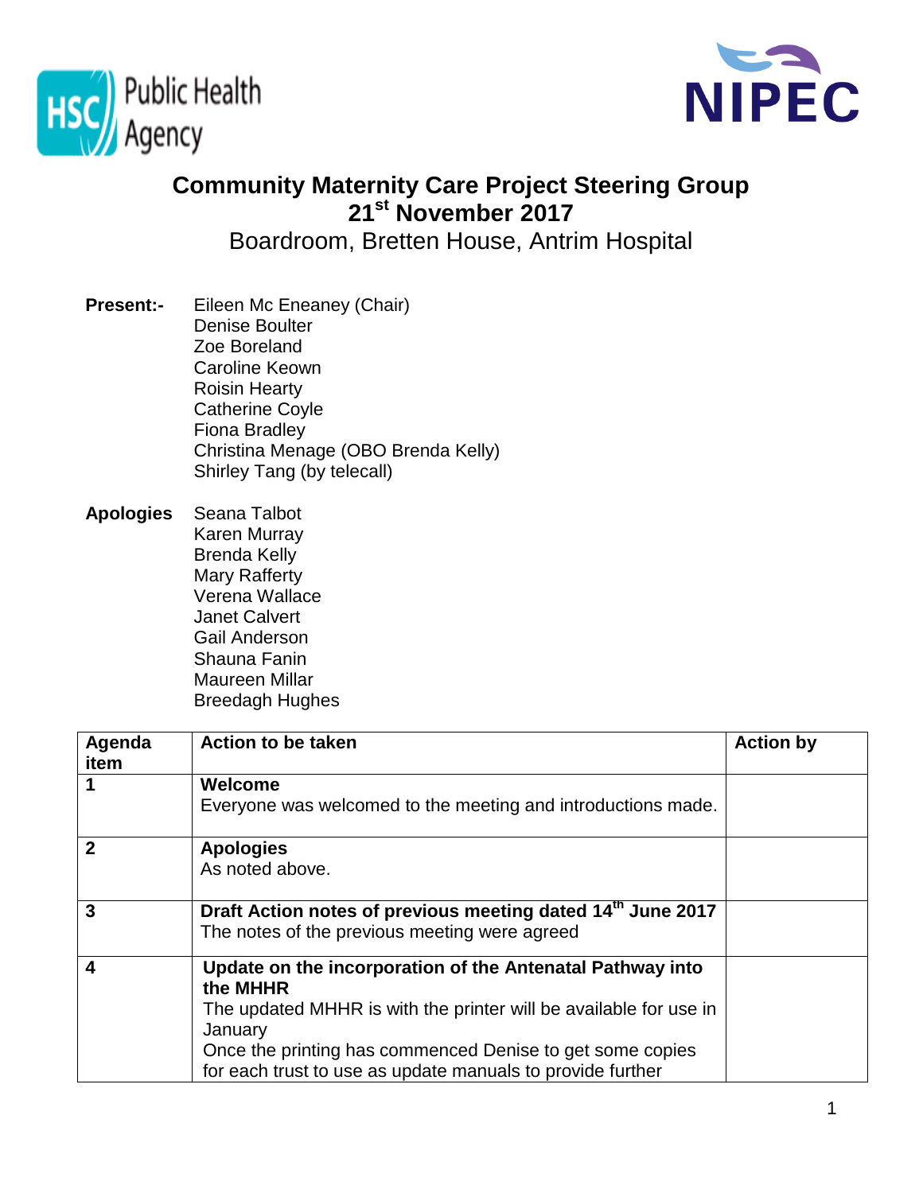# Community Maternity Care Project Steering Group

## 21st November 2017

Boardroom, Bretten House, Antrim Hospital

**Present:-**
Eileen Mc Eneaney (Chair)
Denise Boulter
Zoe Boreland
Caroline Keown
Roisin Hearty
Catherine Coyle
Fiona Bradley
Christina Menage (OBO Brenda Kelly)
Shirley Tang (by telecall)

**Apologies**
Seana Talbot
Karen Murray
Brenda Kelly
Mary Rafferty
Verena Wallace
Janet Calvert
Gail Anderson
Shauna Fanin
Maureen Millar
Breedagh Hughes

| Agenda item | Action to be taken | Action by |
|---|---|---|
| **1** | **Welcome**<br>Everyone was welcomed to the meeting and introductions made. | |
| **2** | **Apologies**<br>As noted above. | |
| **3** | **Draft Action notes of previous meeting dated 14th June 2017**<br>The notes of the previous meeting were agreed | |
| **4** | **Update on the incorporation of the Antenatal Pathway into the MHHR**<br>The updated MHHR is with the printer will be available for use in January<br>Once the printing has commenced Denise to get some copies for each trust to use as update manuals to provide further | |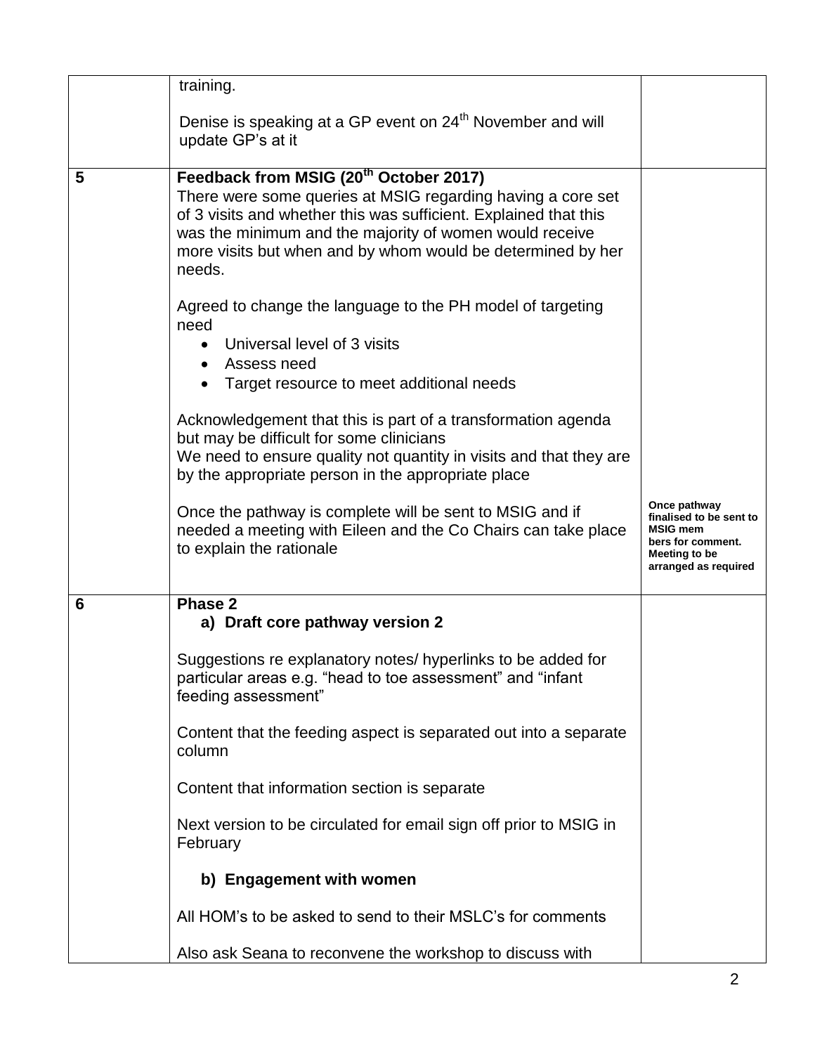| | | |
|---|---|---|
| | training.<br><br>Denise is speaking at a GP event on 24th November and will update GP's at it | |
| **5** | **Feedback from MSIG (20th October 2017)**<br>There were some queries at MSIG regarding having a core set of 3 visits and whether this was sufficient. Explained that this was the minimum and the majority of women would receive more visits but when and by whom would be determined by her needs.<br><br>Agreed to change the language to the PH model of targeting need<br>• Universal level of 3 visits<br>• Assess need<br>• Target resource to meet additional needs<br><br>Acknowledgement that this is part of a transformation agenda but may be difficult for some clinicians<br>We need to ensure quality not quantity in visits and that they are by the appropriate person in the appropriate place<br><br>Once the pathway is complete will be sent to MSIG and if needed a meeting with Eileen and the Co Chairs can take place to explain the rationale | **Once pathway finalised to be sent to MSIG members for comment. Meeting to be arranged as required** |
| **6** | **Phase 2**<br>**a) Draft core pathway version 2**<br><br>Suggestions re explanatory notes/ hyperlinks to be added for particular areas e.g. "head to toe assessment" and "infant feeding assessment"<br><br>Content that the feeding aspect is separated out into a separate column<br><br>Content that information section is separate<br><br>Next version to be circulated for email sign off prior to MSIG in February<br><br>**b) Engagement with women**<br><br>All HOM's to be asked to send to their MSLC's for comments<br><br>Also ask Seana to reconvene the workshop to discuss with | |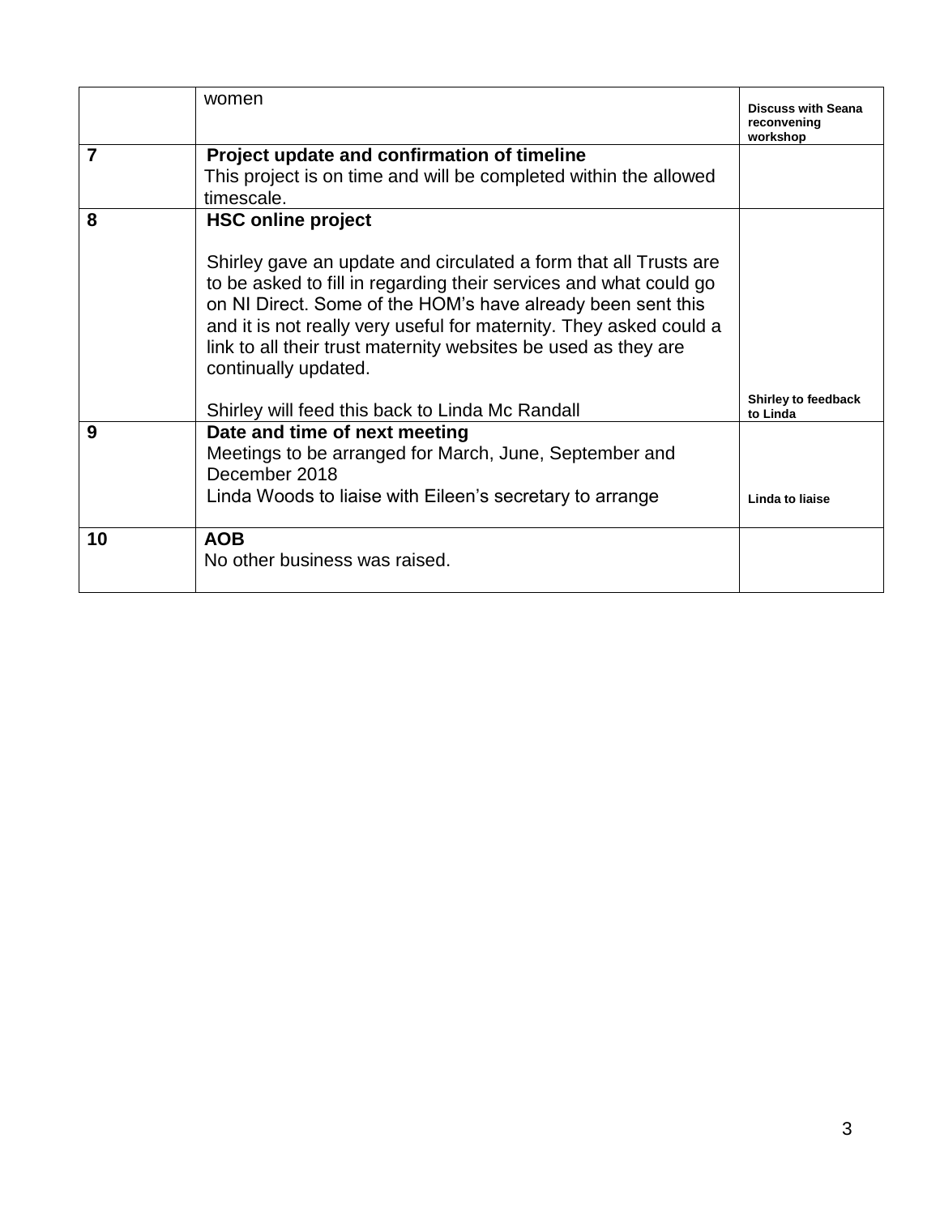| | | |
|---|---|---|
| | women | **Discuss with Seana reconvening workshop** |
| **7** | **Project update and confirmation of timeline**<br>This project is on time and will be completed within the allowed timescale. | |
| **8** | **HSC online project**<br><br>Shirley gave an update and circulated a form that all Trusts are to be asked to fill in regarding their services and what could go on NI Direct. Some of the HOM's have already been sent this and it is not really very useful for maternity. They asked could a link to all their trust maternity websites be used as they are continually updated.<br><br>Shirley will feed this back to Linda Mc Randall | **Shirley to feedback to Linda** |
| **9** | **Date and time of next meeting**<br>Meetings to be arranged for March, June, September and December 2018<br>Linda Woods to liaise with Eileen's secretary to arrange | **Linda to liaise** |
| **10** | **AOB**<br>No other business was raised. | |